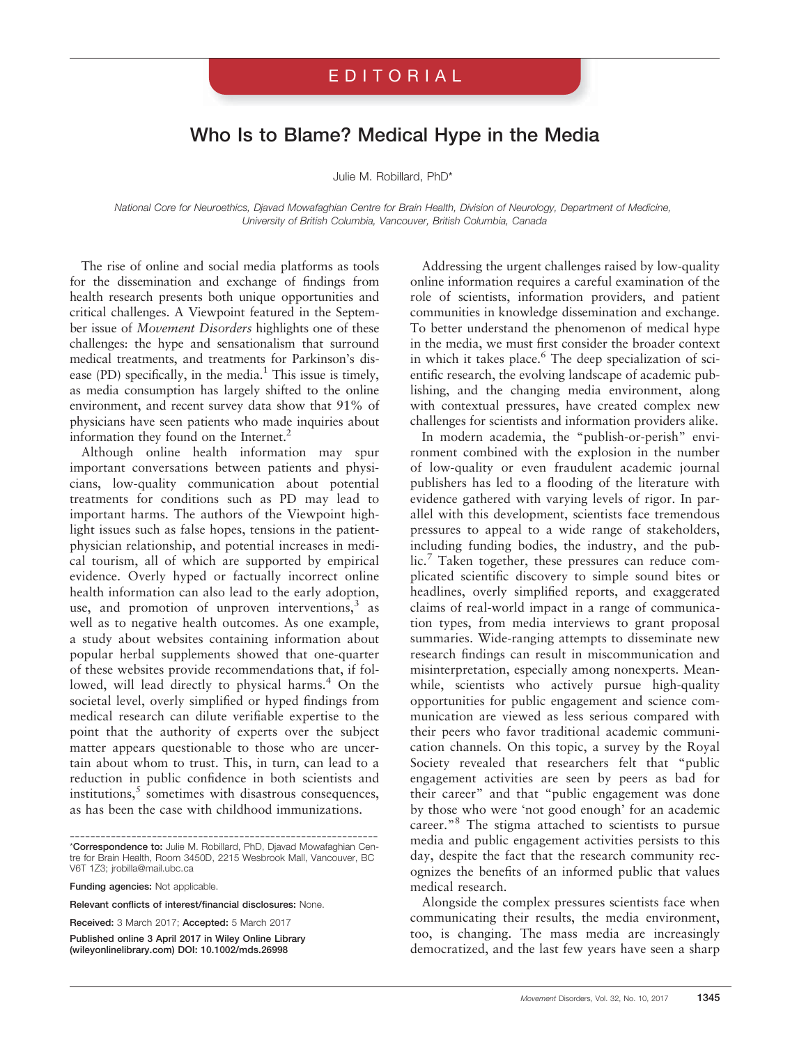EDITORIAL

# Who Is to Blame? Medical Hype in the Media

Julie M. Robillard, PhD*

*National Core for Neuroethics, Djavad Mowafaghian Centre for Brain Health, Division of Neurology, Department of Medicine, University of British Columbia, Vancouver, British Columbia, Canada*

The rise of online and social media platforms as tools for the dissemination and exchange of findings from health research presents both unique opportunities and critical challenges. A Viewpoint featured in the September issue of *Movement Disorders* highlights one of these challenges: the hype and sensationalism that surround medical treatments, and treatments for Parkinson's disease (PD) specifically, in the media.[1] This issue is timely, as media consumption has largely shifted to the online environment, and recent survey data show that 91% of physicians have seen patients who made inquiries about information they found on the Internet.[2]

Although online health information may spur important conversations between patients and physicians, low-quality communication about potential treatments for conditions such as PD may lead to important harms. The authors of the Viewpoint highlight issues such as false hopes, tensions in the patient-physician relationship, and potential increases in medical tourism, all of which are supported by empirical evidence. Overly hyped or factually incorrect online health information can also lead to the early adoption, use, and promotion of unproven interventions,[3] as well as to negative health outcomes. As one example, a study about websites containing information about popular herbal supplements showed that one-quarter of these websites provide recommendations that, if followed, will lead directly to physical harms.[4] On the societal level, overly simplified or hyped findings from medical research can dilute verifiable expertise to the point that the authority of experts over the subject matter appears questionable to those who are uncertain about whom to trust. This, in turn, can lead to a reduction in public confidence in both scientists and institutions,[5] sometimes with disastrous consequences, as has been the case with childhood immunizations.

---

*Correspondence to: Julie M. Robillard, PhD, Djavad Mowafaghian Centre for Brain Health, Room 3450D, 2215 Wesbrook Mall, Vancouver, BC V6T 1Z3; jrobilla@mail.ubc.ca

**Funding agencies:** Not applicable.

**Relevant conflicts of interest/financial disclosures:** None.

**Received:** 3 March 2017; **Accepted:** 5 March 2017

**Published online 3 April 2017 in Wiley Online Library (wileyonlinelibrary.com) DOI: 10.1002/mds.26998**

---

Addressing the urgent challenges raised by low-quality online information requires a careful examination of the role of scientists, information providers, and patient communities in knowledge dissemination and exchange. To better understand the phenomenon of medical hype in the media, we must first consider the broader context in which it takes place.[6] The deep specialization of scientific research, the evolving landscape of academic publishing, and the changing media environment, along with contextual pressures, have created complex new challenges for scientists and information providers alike.

In modern academia, the "publish-or-perish" environment combined with the explosion in the number of low-quality or even fraudulent academic journal publishers has led to a flooding of the literature with evidence gathered with varying levels of rigor. In parallel with this development, scientists face tremendous pressures to appeal to a wide range of stakeholders, including funding bodies, the industry, and the public.[7] Taken together, these pressures can reduce complicated scientific discovery to simple sound bites or headlines, overly simplified reports, and exaggerated claims of real-world impact in a range of communication types, from media interviews to grant proposal summaries. Wide-ranging attempts to disseminate new research findings can result in miscommunication and misinterpretation, especially among nonexperts. Meanwhile, scientists who actively pursue high-quality opportunities for public engagement and science communication are viewed as less serious compared with their peers who favor traditional academic communication channels. On this topic, a survey by the Royal Society revealed that researchers felt that "public engagement activities are seen by peers as bad for their career" and that "public engagement was done by those who were 'not good enough' for an academic career."[8] The stigma attached to scientists to pursue media and public engagement activities persists to this day, despite the fact that the research community recognizes the benefits of an informed public that values medical research.

Alongside the complex pressures scientists face when communicating their results, the media environment, too, is changing. The mass media are increasingly democratized, and the last few years have seen a sharp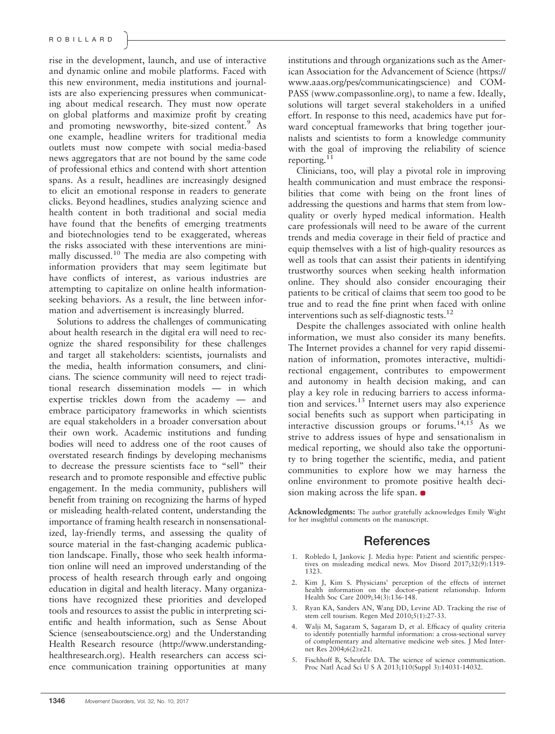rise in the development, launch, and use of interactive and dynamic online and mobile platforms. Faced with this new environment, media institutions and journalists are also experiencing pressures when communicating about medical research. They must now operate on global platforms and maximize profit by creating and promoting newsworthy, bite-sized content.[9] As one example, headline writers for traditional media outlets must now compete with social media-based news aggregators that are not bound by the same code of professional ethics and contend with short attention spans. As a result, headlines are increasingly designed to elicit an emotional response in readers to generate clicks. Beyond headlines, studies analyzing science and health content in both traditional and social media have found that the benefits of emerging treatments and biotechnologies tend to be exaggerated, whereas the risks associated with these interventions are minimally discussed.[10] The media are also competing with information providers that may seem legitimate but have conflicts of interest, as various industries are attempting to capitalize on online health information-seeking behaviors. As a result, the line between information and advertisement is increasingly blurred.

Solutions to address the challenges of communicating about health research in the digital era will need to recognize the shared responsibility for these challenges and target all stakeholders: scientists, journalists and the media, health information consumers, and clinicians. The science community will need to reject traditional research dissemination models — in which expertise trickles down from the academy — and embrace participatory frameworks in which scientists are equal stakeholders in a broader conversation about their own work. Academic institutions and funding bodies will need to address one of the root causes of overstated research findings by developing mechanisms to decrease the pressure scientists face to "sell" their research and to promote responsible and effective public engagement. In the media community, publishers will benefit from training on recognizing the harms of hyped or misleading health-related content, understanding the importance of framing health research in nonsensationalized, lay-friendly terms, and assessing the quality of source material in the fast-changing academic publication landscape. Finally, those who seek health information online will need an improved understanding of the process of health research through early and ongoing education in digital and health literacy. Many organizations have recognized these priorities and developed tools and resources to assist the public in interpreting scientific and health information, such as Sense About Science (senseaboutscience.org) and the Understanding Health Research resource (http://www.understandinghealthresearch.org). Health researchers can access science communication training opportunities at many institutions and through organizations such as the American Association for the Advancement of Science (https://www.aaas.org/pes/communicatingscience) and COMPASS (www.compassonline.org), to name a few. Ideally, solutions will target several stakeholders in a unified effort. In response to this need, academics have put forward conceptual frameworks that bring together journalists and scientists to form a knowledge community with the goal of improving the reliability of science reporting.[11]

Clinicians, too, will play a pivotal role in improving health communication and must embrace the responsibilities that come with being on the front lines of addressing the questions and harms that stem from low-quality or overly hyped medical information. Health care professionals will need to be aware of the current trends and media coverage in their field of practice and equip themselves with a list of high-quality resources as well as tools that can assist their patients in identifying trustworthy sources when seeking health information online. They should also consider encouraging their patients to be critical of claims that seem too good to be true and to read the fine print when faced with online interventions such as self-diagnostic tests.[12]

Despite the challenges associated with online health information, we must also consider its many benefits. The Internet provides a channel for very rapid dissemination of information, promotes interactive, multidirectional engagement, contributes to empowerment and autonomy in health decision making, and can play a key role in reducing barriers to access information and services.[13] Internet users may also experience social benefits such as support when participating in interactive discussion groups or forums.[14,15] As we strive to address issues of hype and sensationalism in medical reporting, we should also take the opportunity to bring together the scientific, media, and patient communities to explore how we may harness the online environment to promote positive health decision making across the life span.

**Acknowledgments:** The author gratefully acknowledges Emily Wight for her insightful comments on the manuscript.

## References

1. Robledo I, Jankovic J. Media hype: Patient and scientific perspectives on misleading medical news. Mov Disord 2017;32(9):1319-1323.
2. Kim J, Kim S. Physicians' perception of the effects of internet health information on the doctor–patient relationship. Inform Health Soc Care 2009;34(3):136-148.
3. Ryan KA, Sanders AN, Wang DD, Levine AD. Tracking the rise of stem cell tourism. Regen Med 2010;5(1):27-33.
4. Walji M, Sagaram S, Sagaram D, et al. Efficacy of quality criteria to identify potentially harmful information: a cross-sectional survey of complementary and alternative medicine web sites. J Med Internet Res 2004;6(2):e21.
5. Fischhoff B, Scheufele DA. The science of science communication. Proc Natl Acad Sci U S A 2013;110(Suppl 3):14031-14032.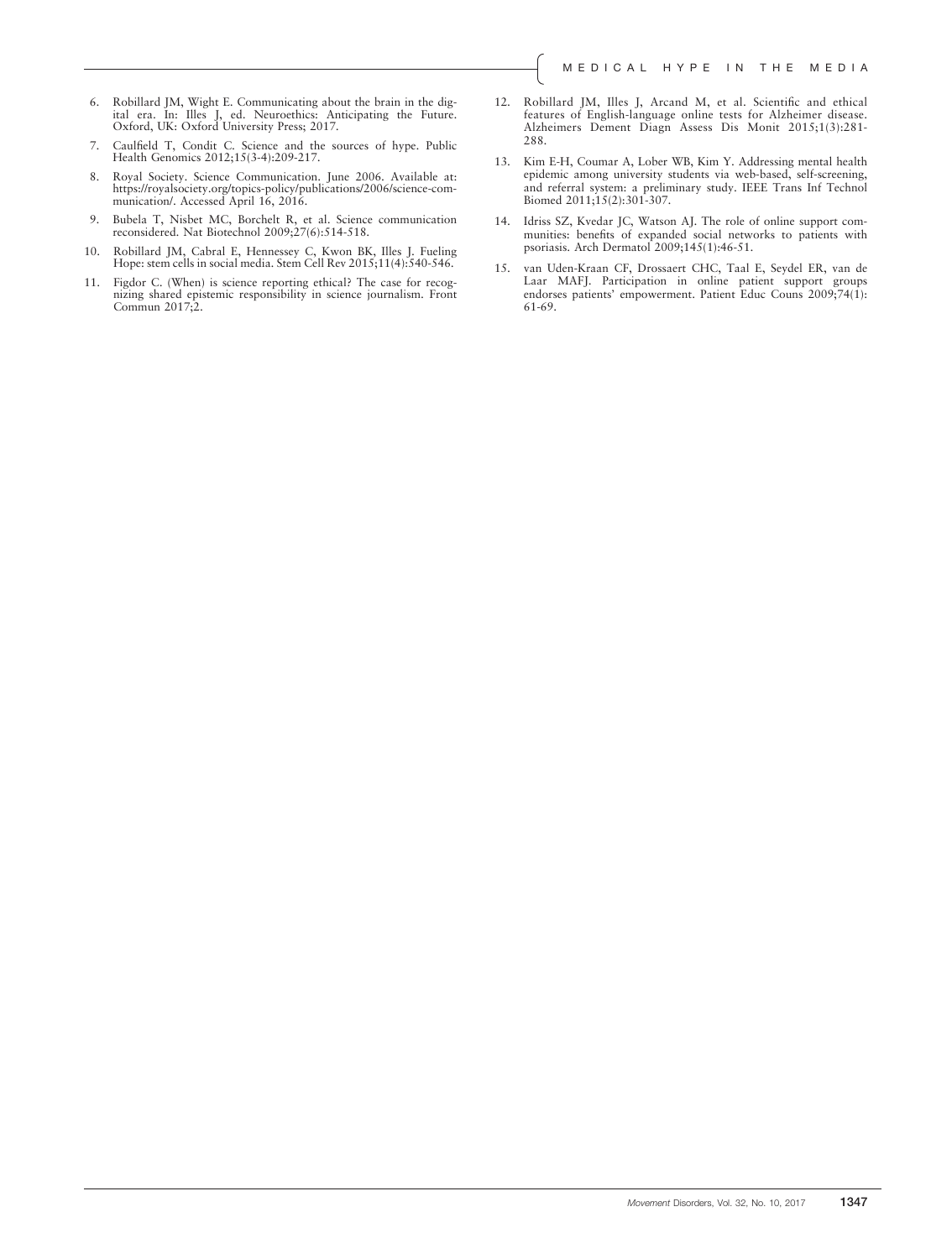6. Robillard JM, Wight E. Communicating about the brain in the digital era. In: Illes J, ed. Neuroethics: Anticipating the Future. Oxford, UK: Oxford University Press; 2017.
7. Caulfield T, Condit C. Science and the sources of hype. Public Health Genomics 2012;15(3-4):209-217.
8. Royal Society. Science Communication. June 2006. Available at: https://royalsociety.org/topics-policy/publications/2006/science-communication/. Accessed April 16, 2016.
9. Bubela T, Nisbet MC, Borchelt R, et al. Science communication reconsidered. Nat Biotechnol 2009;27(6):514-518.
10. Robillard JM, Cabral E, Hennessey C, Kwon BK, Illes J. Fueling Hope: stem cells in social media. Stem Cell Rev 2015;11(4):540-546.
11. Figdor C. (When) is science reporting ethical? The case for recognizing shared epistemic responsibility in science journalism. Front Commun 2017;2.
12. Robillard JM, Illes J, Arcand M, et al. Scientific and ethical features of English-language online tests for Alzheimer disease. Alzheimers Dement Diagn Assess Dis Monit 2015;1(3):281-288.
13. Kim E-H, Coumar A, Lober WB, Kim Y. Addressing mental health epidemic among university students via web-based, self-screening, and referral system: a preliminary study. IEEE Trans Inf Technol Biomed 2011;15(2):301-307.
14. Idriss SZ, Kvedar JC, Watson AJ. The role of online support communities: benefits of expanded social networks to patients with psoriasis. Arch Dermatol 2009;145(1):46-51.
15. van Uden-Kraan CF, Drossaert CHC, Taal E, Seydel ER, van de Laar MAFJ. Participation in online patient support groups endorses patients' empowerment. Patient Educ Couns 2009;74(1):61-69.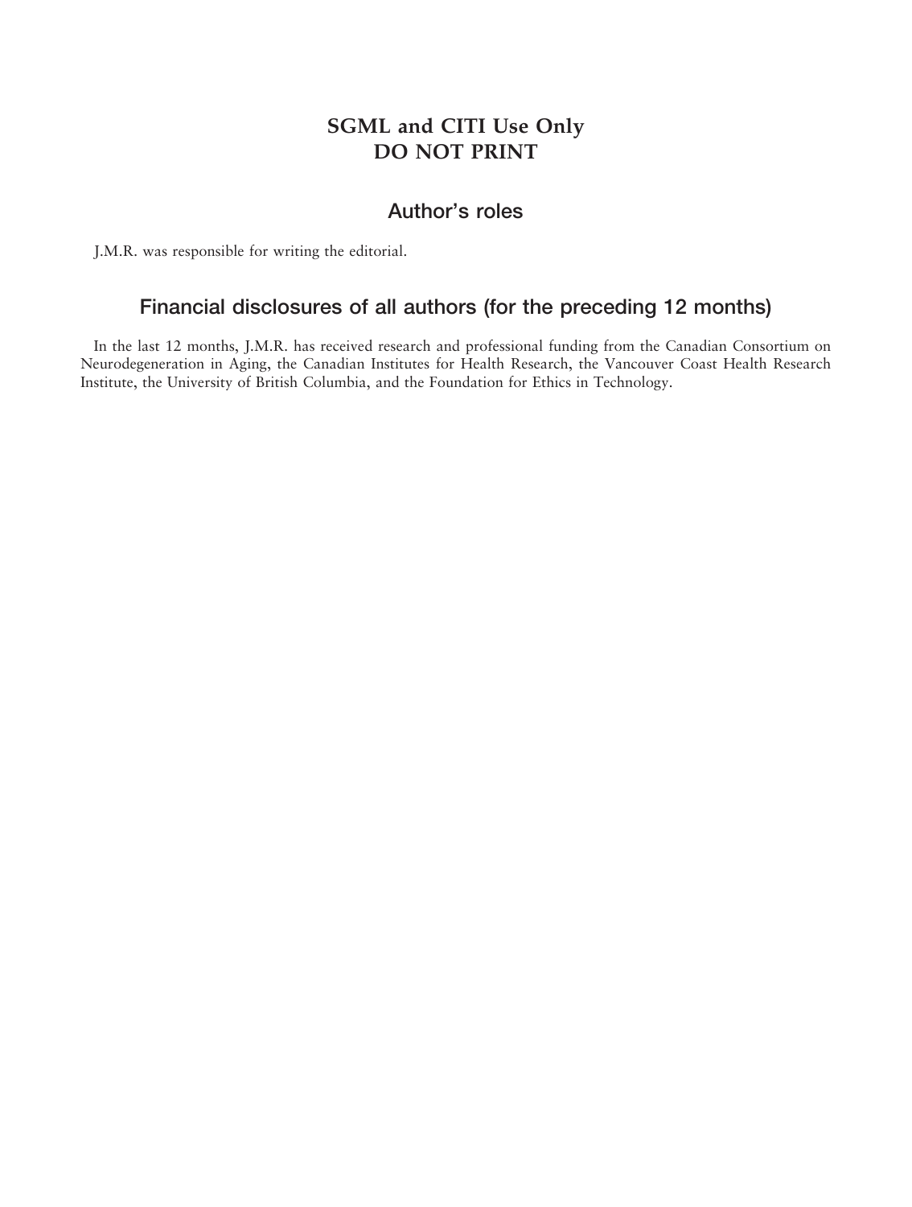**SGML and CITI Use Only**
**DO NOT PRINT**

## Author's roles

J.M.R. was responsible for writing the editorial.

## Financial disclosures of all authors (for the preceding 12 months)

In the last 12 months, J.M.R. has received research and professional funding from the Canadian Consortium on Neurodegeneration in Aging, the Canadian Institutes for Health Research, the Vancouver Coast Health Research Institute, the University of British Columbia, and the Foundation for Ethics in Technology.